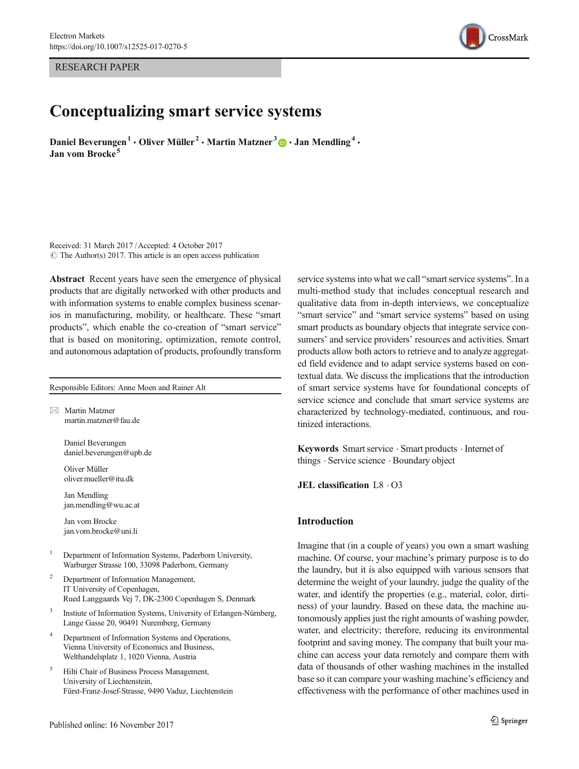Electron Markets
https://doi.org/10.1007/s12525-017-0270-5

RESEARCH PAPER

# Conceptualizing smart service systems

**Daniel Beverungen[1] · Oliver Müller[2] · Martin Matzner[3] · Jan Mendling[4] · Jan vom Brocke[5]**

Received: 31 March 2017 / Accepted: 4 October 2017
© The Author(s) 2017. This article is an open access publication

**Abstract** Recent years have seen the emergence of physical products that are digitally networked with other products and with information systems to enable complex business scenarios in manufacturing, mobility, or healthcare. These "smart products", which enable the co-creation of "smart service" that is based on monitoring, optimization, remote control, and autonomous adaptation of products, profoundly transform service systems into what we call "smart service systems". In a multi-method study that includes conceptual research and qualitative data from in-depth interviews, we conceptualize "smart service" and "smart service systems" based on using smart products as boundary objects that integrate service consumers' and service providers' resources and activities. Smart products allow both actors to retrieve and to analyze aggregated field evidence and to adapt service systems based on contextual data. We discuss the implications that the introduction of smart service systems have for foundational concepts of service science and conclude that smart service systems are characterized by technology-mediated, continuous, and routinized interactions.

**Keywords** Smart service · Smart products · Internet of things · Service science · Boundary object

**JEL classification** L8 · O3

Responsible Editors: Anne Moen and Rainer Alt

✉ Martin Matzner
martin.matzner@fau.de

Daniel Beverungen
daniel.beverungen@upb.de

Oliver Müller
oliver.mueller@itu.dk

Jan Mendling
jan.mendling@wu.ac.at

Jan vom Brocke
jan.vom.brocke@uni.li

[1] Department of Information Systems, Paderborn University, Warburger Strasse 100, 33098 Paderborn, Germany

[2] Department of Information Management, IT University of Copenhagen, Rued Langgaards Vej 7, DK-2300 Copenhagen S, Denmark

[3] Institute of Information Systems, University of Erlangen-Nürnberg, Lange Gasse 20, 90491 Nuremberg, Germany

[4] Department of Information Systems and Operations, Vienna University of Economics and Business, Welthandelsplatz 1, 1020 Vienna, Austria

[5] Hilti Chair of Business Process Management, University of Liechtenstein, Fürst-Franz-Josef-Strasse, 9490 Vaduz, Liechtenstein

## Introduction

Imagine that (in a couple of years) you own a smart washing machine. Of course, your machine's primary purpose is to do the laundry, but it is also equipped with various sensors that determine the weight of your laundry, judge the quality of the water, and identify the properties (e.g., material, color, dirtiness) of your laundry. Based on these data, the machine autonomously applies just the right amounts of washing powder, water, and electricity; therefore, reducing its environmental footprint and saving money. The company that built your machine can access your data remotely and compare them with data of thousands of other washing machines in the installed base so it can compare your washing machine's efficiency and effectiveness with the performance of other machines used in

Published online: 16 November 2017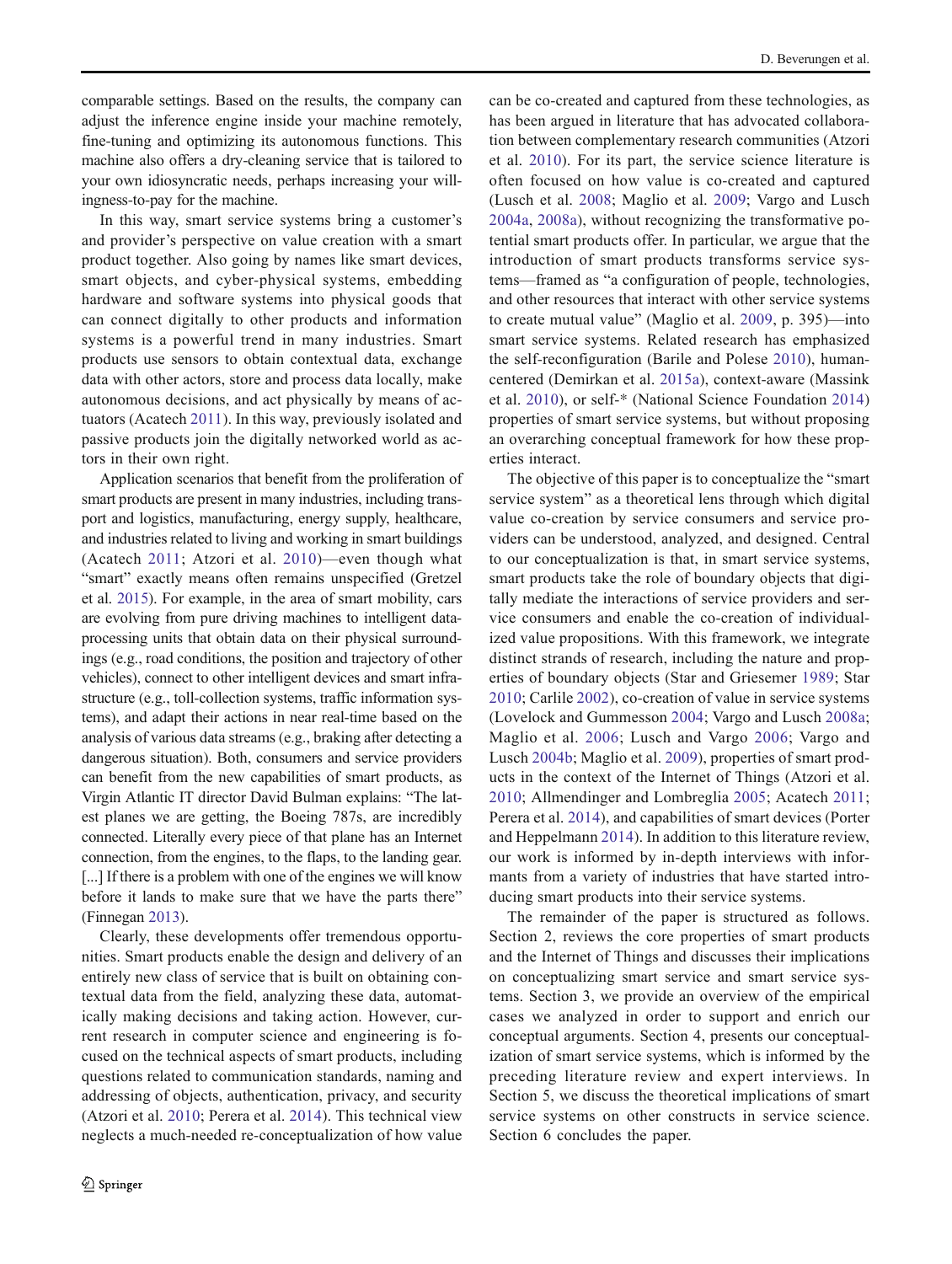comparable settings. Based on the results, the company can adjust the inference engine inside your machine remotely, fine-tuning and optimizing its autonomous functions. This machine also offers a dry-cleaning service that is tailored to your own idiosyncratic needs, perhaps increasing your willingness-to-pay for the machine.

In this way, smart service systems bring a customer's and provider's perspective on value creation with a smart product together. Also going by names like smart devices, smart objects, and cyber-physical systems, embedding hardware and software systems into physical goods that can connect digitally to other products and information systems is a powerful trend in many industries. Smart products use sensors to obtain contextual data, exchange data with other actors, store and process data locally, make autonomous decisions, and act physically by means of actuators (Acatech 2011). In this way, previously isolated and passive products join the digitally networked world as actors in their own right.

Application scenarios that benefit from the proliferation of smart products are present in many industries, including transport and logistics, manufacturing, energy supply, healthcare, and industries related to living and working in smart buildings (Acatech 2011; Atzori et al. 2010)—even though what "smart" exactly means often remains unspecified (Gretzel et al. 2015). For example, in the area of smart mobility, cars are evolving from pure driving machines to intelligent data-processing units that obtain data on their physical surroundings (e.g., road conditions, the position and trajectory of other vehicles), connect to other intelligent devices and smart infrastructure (e.g., toll-collection systems, traffic information systems), and adapt their actions in near real-time based on the analysis of various data streams (e.g., braking after detecting a dangerous situation). Both, consumers and service providers can benefit from the new capabilities of smart products, as Virgin Atlantic IT director David Bulman explains: "The latest planes we are getting, the Boeing 787s, are incredibly connected. Literally every piece of that plane has an Internet connection, from the engines, to the flaps, to the landing gear. [...] If there is a problem with one of the engines we will know before it lands to make sure that we have the parts there" (Finnegan 2013).

Clearly, these developments offer tremendous opportunities. Smart products enable the design and delivery of an entirely new class of service that is built on obtaining contextual data from the field, analyzing these data, automatically making decisions and taking action. However, current research in computer science and engineering is focused on the technical aspects of smart products, including questions related to communication standards, naming and addressing of objects, authentication, privacy, and security (Atzori et al. 2010; Perera et al. 2014). This technical view neglects a much-needed re-conceptualization of how value can be co-created and captured from these technologies, as has been argued in literature that has advocated collaboration between complementary research communities (Atzori et al. 2010). For its part, the service science literature is often focused on how value is co-created and captured (Lusch et al. 2008; Maglio et al. 2009; Vargo and Lusch 2004a, 2008a), without recognizing the transformative potential smart products offer. In particular, we argue that the introduction of smart products transforms service systems—framed as "a configuration of people, technologies, and other resources that interact with other service systems to create mutual value" (Maglio et al. 2009, p. 395)—into smart service systems. Related research has emphasized the self-reconfiguration (Barile and Polese 2010), human-centered (Demirkan et al. 2015a), context-aware (Massink et al. 2010), or self-* (National Science Foundation 2014) properties of smart service systems, but without proposing an overarching conceptual framework for how these properties interact.

The objective of this paper is to conceptualize the "smart service system" as a theoretical lens through which digital value co-creation by service consumers and service providers can be understood, analyzed, and designed. Central to our conceptualization is that, in smart service systems, smart products take the role of boundary objects that digitally mediate the interactions of service providers and service consumers and enable the co-creation of individualized value propositions. With this framework, we integrate distinct strands of research, including the nature and properties of boundary objects (Star and Griesemer 1989; Star 2010; Carlile 2002), co-creation of value in service systems (Lovelock and Gummesson 2004; Vargo and Lusch 2008a; Maglio et al. 2006; Lusch and Vargo 2006; Vargo and Lusch 2004b; Maglio et al. 2009), properties of smart products in the context of the Internet of Things (Atzori et al. 2010; Allmendinger and Lombreglia 2005; Acatech 2011; Perera et al. 2014), and capabilities of smart devices (Porter and Heppelmann 2014). In addition to this literature review, our work is informed by in-depth interviews with informants from a variety of industries that have started introducing smart products into their service systems.

The remainder of the paper is structured as follows. Section 2, reviews the core properties of smart products and the Internet of Things and discusses their implications on conceptualizing smart service and smart service systems. Section 3, we provide an overview of the empirical cases we analyzed in order to support and enrich our conceptual arguments. Section 4, presents our conceptualization of smart service systems, which is informed by the preceding literature review and expert interviews. In Section 5, we discuss the theoretical implications of smart service systems on other constructs in service science. Section 6 concludes the paper.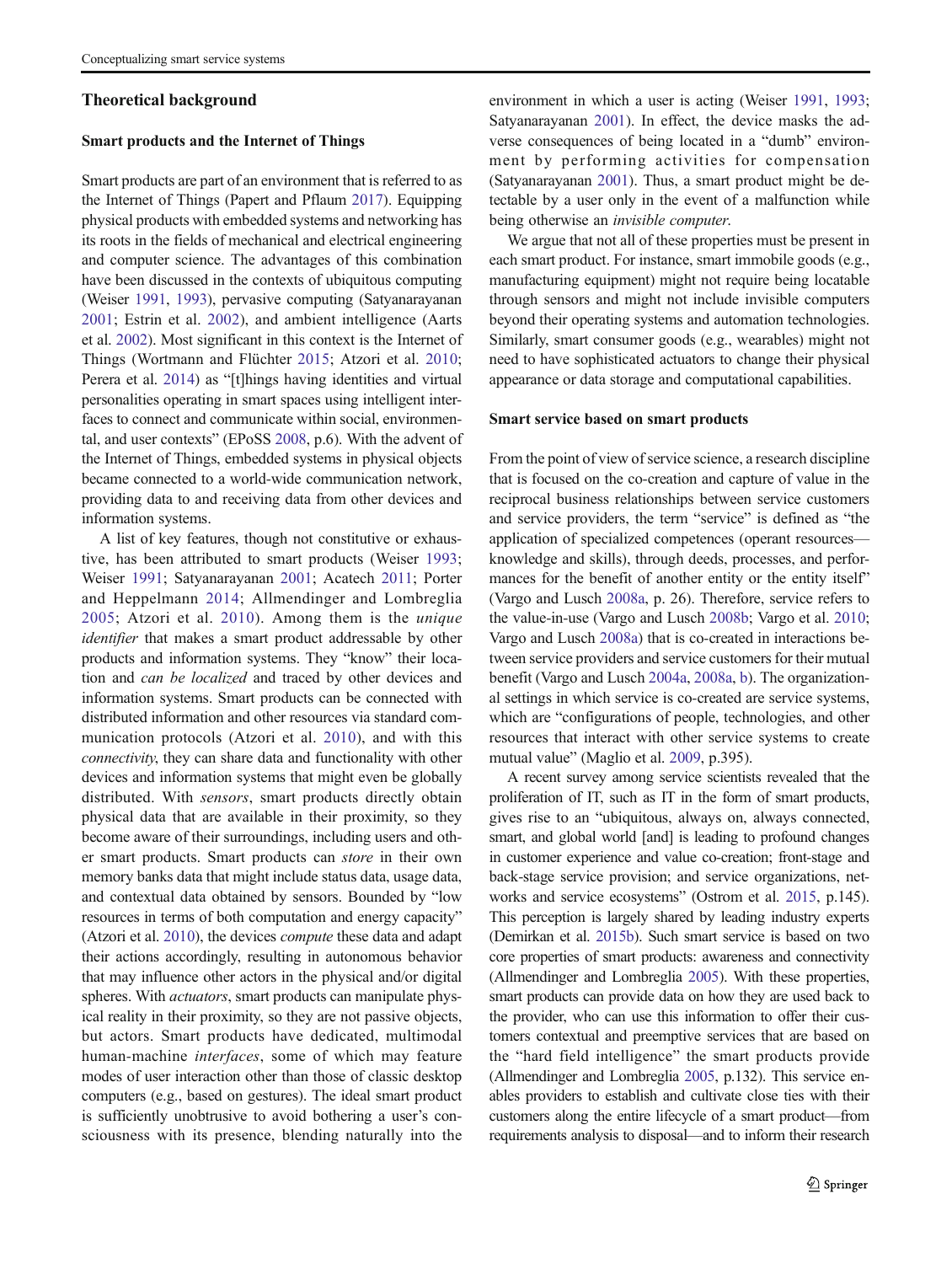## Theoretical background

### Smart products and the Internet of Things

Smart products are part of an environment that is referred to as the Internet of Things (Papert and Pflaum 2017). Equipping physical products with embedded systems and networking has its roots in the fields of mechanical and electrical engineering and computer science. The advantages of this combination have been discussed in the contexts of ubiquitous computing (Weiser 1991, 1993), pervasive computing (Satyanarayanan 2001; Estrin et al. 2002), and ambient intelligence (Aarts et al. 2002). Most significant in this context is the Internet of Things (Wortmann and Flüchter 2015; Atzori et al. 2010; Perera et al. 2014) as "[t]hings having identities and virtual personalities operating in smart spaces using intelligent interfaces to connect and communicate within social, environmental, and user contexts" (EPoSS 2008, p.6). With the advent of the Internet of Things, embedded systems in physical objects became connected to a world-wide communication network, providing data to and receiving data from other devices and information systems.

A list of key features, though not constitutive or exhaustive, has been attributed to smart products (Weiser 1993; Weiser 1991; Satyanarayanan 2001; Acatech 2011; Porter and Heppelmann 2014; Allmendinger and Lombreglia 2005; Atzori et al. 2010). Among them is the *unique identifier* that makes a smart product addressable by other products and information systems. They "know" their location and *can be localized* and traced by other devices and information systems. Smart products can be connected with distributed information and other resources via standard communication protocols (Atzori et al. 2010), and with this *connectivity*, they can share data and functionality with other devices and information systems that might even be globally distributed. With *sensors*, smart products directly obtain physical data that are available in their proximity, so they become aware of their surroundings, including users and other smart products. Smart products can *store* in their own memory banks data that might include status data, usage data, and contextual data obtained by sensors. Bounded by "low resources in terms of both computation and energy capacity" (Atzori et al. 2010), the devices *compute* these data and adapt their actions accordingly, resulting in autonomous behavior that may influence other actors in the physical and/or digital spheres. With *actuators*, smart products can manipulate physical reality in their proximity, so they are not passive objects, but actors. Smart products have dedicated, multimodal human-machine *interfaces*, some of which may feature modes of user interaction other than those of classic desktop computers (e.g., based on gestures). The ideal smart product is sufficiently unobtrusive to avoid bothering a user's consciousness with its presence, blending naturally into the environment in which a user is acting (Weiser 1991, 1993; Satyanarayanan 2001). In effect, the device masks the adverse consequences of being located in a "dumb" environment by performing activities for compensation (Satyanarayanan 2001). Thus, a smart product might be detectable by a user only in the event of a malfunction while being otherwise an *invisible computer*.

We argue that not all of these properties must be present in each smart product. For instance, smart immobile goods (e.g., manufacturing equipment) might not require being locatable through sensors and might not include invisible computers beyond their operating systems and automation technologies. Similarly, smart consumer goods (e.g., wearables) might not need to have sophisticated actuators to change their physical appearance or data storage and computational capabilities.

### Smart service based on smart products

From the point of view of service science, a research discipline that is focused on the co-creation and capture of value in the reciprocal business relationships between service customers and service providers, the term "service" is defined as "the application of specialized competences (operant resources—knowledge and skills), through deeds, processes, and performances for the benefit of another entity or the entity itself" (Vargo and Lusch 2008a, p. 26). Therefore, service refers to the value-in-use (Vargo and Lusch 2008b; Vargo et al. 2010; Vargo and Lusch 2008a) that is co-created in interactions between service providers and service customers for their mutual benefit (Vargo and Lusch 2004a, 2008a, b). The organizational settings in which service is co-created are service systems, which are "configurations of people, technologies, and other resources that interact with other service systems to create mutual value" (Maglio et al. 2009, p.395).

A recent survey among service scientists revealed that the proliferation of IT, such as IT in the form of smart products, gives rise to an "ubiquitous, always on, always connected, smart, and global world [and] is leading to profound changes in customer experience and value co-creation; front-stage and back-stage service provision; and service organizations, networks and service ecosystems" (Ostrom et al. 2015, p.145). This perception is largely shared by leading industry experts (Demirkan et al. 2015b). Such smart service is based on two core properties of smart products: awareness and connectivity (Allmendinger and Lombreglia 2005). With these properties, smart products can provide data on how they are used back to the provider, who can use this information to offer their customers contextual and preemptive services that are based on the "hard field intelligence" the smart products provide (Allmendinger and Lombreglia 2005, p.132). This service enables providers to establish and cultivate close ties with their customers along the entire lifecycle of a smart product—from requirements analysis to disposal—and to inform their research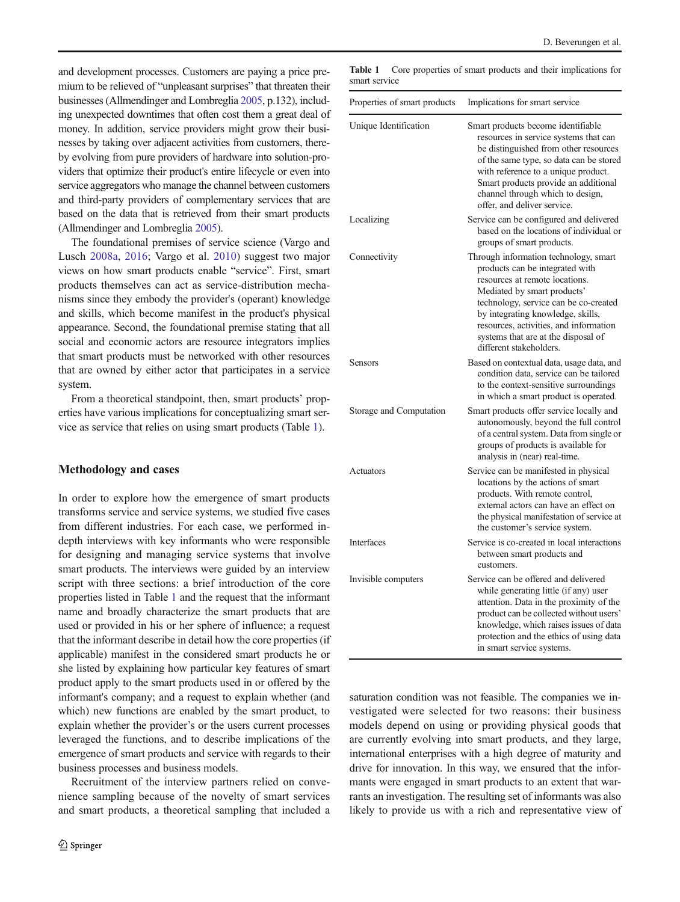and development processes. Customers are paying a price premium to be relieved of "unpleasant surprises" that threaten their businesses (Allmendinger and Lombreglia 2005, p.132), including unexpected downtimes that often cost them a great deal of money. In addition, service providers might grow their businesses by taking over adjacent activities from customers, thereby evolving from pure providers of hardware into solution-providers that optimize their product's entire lifecycle or even into service aggregators who manage the channel between customers and third-party providers of complementary services that are based on the data that is retrieved from their smart products (Allmendinger and Lombreglia 2005).

The foundational premises of service science (Vargo and Lusch 2008a, 2016; Vargo et al. 2010) suggest two major views on how smart products enable "service". First, smart products themselves can act as service-distribution mechanisms since they embody the provider's (operant) knowledge and skills, which become manifest in the product's physical appearance. Second, the foundational premise stating that all social and economic actors are resource integrators implies that smart products must be networked with other resources that are owned by either actor that participates in a service system.

From a theoretical standpoint, then, smart products' properties have various implications for conceptualizing smart service as service that relies on using smart products (Table 1).

**Table 1** Core properties of smart products and their implications for smart service

| Properties of smart products | Implications for smart service |
|---|---|
| Unique Identification | Smart products become identifiable resources in service systems that can be distinguished from other resources of the same type, so data can be stored with reference to a unique product. Smart products provide an additional channel through which to design, offer, and deliver service. |
| Localizing | Service can be configured and delivered based on the locations of individual or groups of smart products. |
| Connectivity | Through information technology, smart products can be integrated with resources at remote locations. Mediated by smart products' technology, service can be co-created by integrating knowledge, skills, resources, activities, and information systems that are at the disposal of different stakeholders. |
| Sensors | Based on contextual data, usage data, and condition data, service can be tailored to the context-sensitive surroundings in which a smart product is operated. |
| Storage and Computation | Smart products offer service locally and autonomously, beyond the full control of a central system. Data from single or groups of products is available for analysis in (near) real-time. |
| Actuators | Service can be manifested in physical locations by the actions of smart products. With remote control, external actors can have an effect on the physical manifestation of service at the customer's service system. |
| Interfaces | Service is co-created in local interactions between smart products and customers. |
| Invisible computers | Service can be offered and delivered while generating little (if any) user attention. Data in the proximity of the product can be collected without users' knowledge, which raises issues of data protection and the ethics of using data in smart service systems. |

## Methodology and cases

In order to explore how the emergence of smart products transforms service and service systems, we studied five cases from different industries. For each case, we performed in-depth interviews with key informants who were responsible for designing and managing service systems that involve smart products. The interviews were guided by an interview script with three sections: a brief introduction of the core properties listed in Table 1 and the request that the informant name and broadly characterize the smart products that are used or provided in his or her sphere of influence; a request that the informant describe in detail how the core properties (if applicable) manifest in the considered smart products he or she listed by explaining how particular key features of smart product apply to the smart products used in or offered by the informant's company; and a request to explain whether (and which) new functions are enabled by the smart product, to explain whether the provider's or the users current processes leveraged the functions, and to describe implications of the emergence of smart products and service with regards to their business processes and business models.

Recruitment of the interview partners relied on convenience sampling because of the novelty of smart services and smart products, a theoretical sampling that included a saturation condition was not feasible. The companies we investigated were selected for two reasons: their business models depend on using or providing physical goods that are currently evolving into smart products, and they large, international enterprises with a high degree of maturity and drive for innovation. In this way, we ensured that the informants were engaged in smart products to an extent that warrants an investigation. The resulting set of informants was also likely to provide us with a rich and representative view of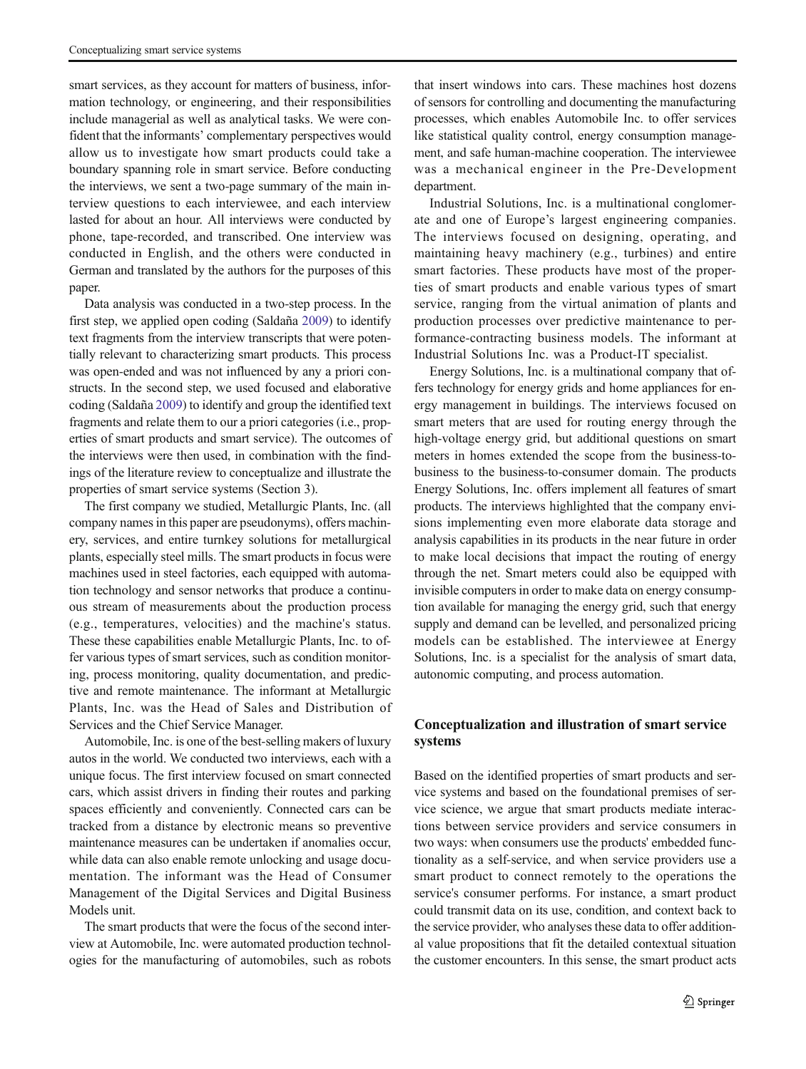smart services, as they account for matters of business, information technology, or engineering, and their responsibilities include managerial as well as analytical tasks. We were confident that the informants' complementary perspectives would allow us to investigate how smart products could take a boundary spanning role in smart service. Before conducting the interviews, we sent a two-page summary of the main interview questions to each interviewee, and each interview lasted for about an hour. All interviews were conducted by phone, tape-recorded, and transcribed. One interview was conducted in English, and the others were conducted in German and translated by the authors for the purposes of this paper.

Data analysis was conducted in a two-step process. In the first step, we applied open coding (Saldaña 2009) to identify text fragments from the interview transcripts that were potentially relevant to characterizing smart products. This process was open-ended and was not influenced by any a priori constructs. In the second step, we used focused and elaborative coding (Saldaña 2009) to identify and group the identified text fragments and relate them to our a priori categories (i.e., properties of smart products and smart service). The outcomes of the interviews were then used, in combination with the findings of the literature review to conceptualize and illustrate the properties of smart service systems (Section 3).

The first company we studied, Metallurgic Plants, Inc. (all company names in this paper are pseudonyms), offers machinery, services, and entire turnkey solutions for metallurgical plants, especially steel mills. The smart products in focus were machines used in steel factories, each equipped with automation technology and sensor networks that produce a continuous stream of measurements about the production process (e.g., temperatures, velocities) and the machine's status. These these capabilities enable Metallurgic Plants, Inc. to offer various types of smart services, such as condition monitoring, process monitoring, quality documentation, and predictive and remote maintenance. The informant at Metallurgic Plants, Inc. was the Head of Sales and Distribution of Services and the Chief Service Manager.

Automobile, Inc. is one of the best-selling makers of luxury autos in the world. We conducted two interviews, each with a unique focus. The first interview focused on smart connected cars, which assist drivers in finding their routes and parking spaces efficiently and conveniently. Connected cars can be tracked from a distance by electronic means so preventive maintenance measures can be undertaken if anomalies occur, while data can also enable remote unlocking and usage documentation. The informant was the Head of Consumer Management of the Digital Services and Digital Business Models unit.

The smart products that were the focus of the second interview at Automobile, Inc. were automated production technologies for the manufacturing of automobiles, such as robots that insert windows into cars. These machines host dozens of sensors for controlling and documenting the manufacturing processes, which enables Automobile Inc. to offer services like statistical quality control, energy consumption management, and safe human-machine cooperation. The interviewee was a mechanical engineer in the Pre-Development department.

Industrial Solutions, Inc. is a multinational conglomerate and one of Europe's largest engineering companies. The interviews focused on designing, operating, and maintaining heavy machinery (e.g., turbines) and entire smart factories. These products have most of the properties of smart products and enable various types of smart service, ranging from the virtual animation of plants and production processes over predictive maintenance to performance-contracting business models. The informant at Industrial Solutions Inc. was a Product-IT specialist.

Energy Solutions, Inc. is a multinational company that offers technology for energy grids and home appliances for energy management in buildings. The interviews focused on smart meters that are used for routing energy through the high-voltage energy grid, but additional questions on smart meters in homes extended the scope from the business-to-business to the business-to-consumer domain. The products Energy Solutions, Inc. offers implement all features of smart products. The interviews highlighted that the company envisions implementing even more elaborate data storage and analysis capabilities in its products in the near future in order to make local decisions that impact the routing of energy through the net. Smart meters could also be equipped with invisible computers in order to make data on energy consumption available for managing the energy grid, such that energy supply and demand can be levelled, and personalized pricing models can be established. The interviewee at Energy Solutions, Inc. is a specialist for the analysis of smart data, autonomic computing, and process automation.

## Conceptualization and illustration of smart service systems

Based on the identified properties of smart products and service systems and based on the foundational premises of service science, we argue that smart products mediate interactions between service providers and service consumers in two ways: when consumers use the products' embedded functionality as a self-service, and when service providers use a smart product to connect remotely to the operations the service's consumer performs. For instance, a smart product could transmit data on its use, condition, and context back to the service provider, who analyses these data to offer additional value propositions that fit the detailed contextual situation the customer encounters. In this sense, the smart product acts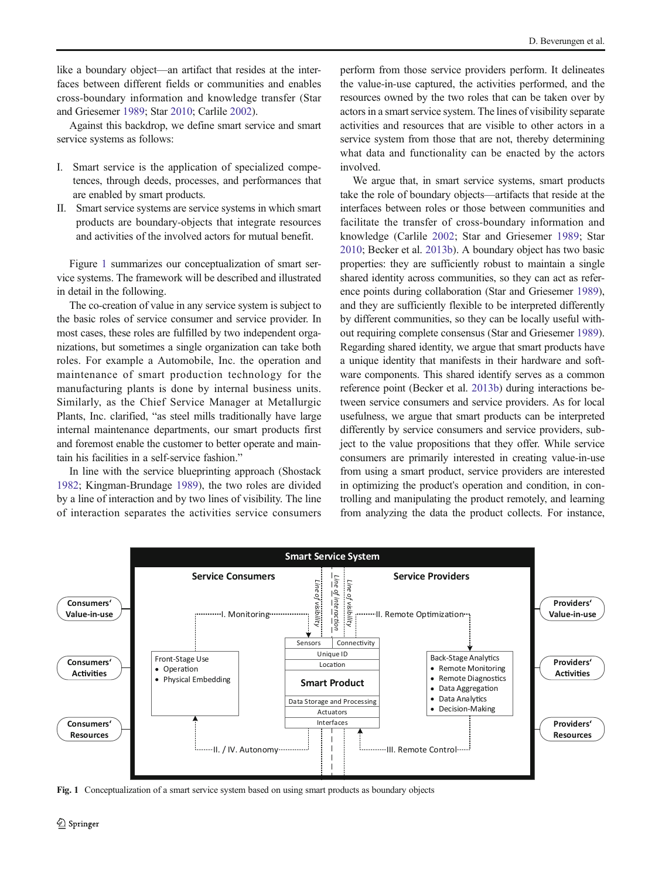like a boundary object—an artifact that resides at the interfaces between different fields or communities and enables cross-boundary information and knowledge transfer (Star and Griesemer 1989; Star 2010; Carlile 2002).

Against this backdrop, we define smart service and smart service systems as follows:

I. Smart service is the application of specialized competences, through deeds, processes, and performances that are enabled by smart products.

II. Smart service systems are service systems in which smart products are boundary-objects that integrate resources and activities of the involved actors for mutual benefit.

Figure 1 summarizes our conceptualization of smart service systems. The framework will be described and illustrated in detail in the following.

The co-creation of value in any service system is subject to the basic roles of service consumer and service provider. In most cases, these roles are fulfilled by two independent organizations, but sometimes a single organization can take both roles. For example a Automobile, Inc. the operation and maintenance of smart production technology for the manufacturing plants is done by internal business units. Similarly, as the Chief Service Manager at Metallurgic Plants, Inc. clarified, "as steel mills traditionally have large internal maintenance departments, our smart products first and foremost enable the customer to better operate and maintain his facilities in a self-service fashion."

In line with the service blueprinting approach (Shostack 1982; Kingman-Brundage 1989), the two roles are divided by a line of interaction and by two lines of visibility. The line of interaction separates the activities service consumers perform from those service providers perform. It delineates the value-in-use captured, the activities performed, and the resources owned by the two roles that can be taken over by actors in a smart service system. The lines of visibility separate activities and resources that are visible to other actors in a service system from those that are not, thereby determining what data and functionality can be enacted by the actors involved.

We argue that, in smart service systems, smart products take the role of boundary objects—artifacts that reside at the interfaces between roles or those between communities and facilitate the transfer of cross-boundary information and knowledge (Carlile 2002; Star and Griesemer 1989; Star 2010; Becker et al. 2013b). A boundary object has two basic properties: they are sufficiently robust to maintain a single shared identity across communities, so they can act as reference points during collaboration (Star and Griesemer 1989), and they are sufficiently flexible to be interpreted differently by different communities, so they can be locally useful without requiring complete consensus (Star and Griesemer 1989). Regarding shared identity, we argue that smart products have a unique identity that manifests in their hardware and software components. This shared identify serves as a common reference point (Becker et al. 2013b) during interactions between service consumers and service providers. As for local usefulness, we argue that smart products can be interpreted differently by service consumers and service providers, subject to the value propositions that they offer. While service consumers are primarily interested in creating value-in-use from using a smart product, service providers are interested in optimizing the product's operation and condition, in controlling and manipulating the product remotely, and learning from analyzing the data the product collects. For instance,

Smart Service System

Service Consumers

Service Providers

Line of visibility

Line of interaction

Line of visibility

Consumers' Value-in-use

Consumers' Activities

Consumers' Resources

Providers' Value-in-use

Providers' Activities

Providers' Resources

I. Monitoring

II. Remote Optimization

II. / IV. Autonomy

III. Remote Control

Front-Stage Use
- Operation
- Physical Embedding

Sensors | Connectivity
Unique ID
Location
Smart Product
Data Storage and Processing
Actuators
Interfaces

Back-Stage Analytics
- Remote Monitoring
- Remote Diagnostics
- Data Aggregation
- Data Analytics
- Decision-Making

**Fig. 1** Conceptualization of a smart service system based on using smart products as boundary objects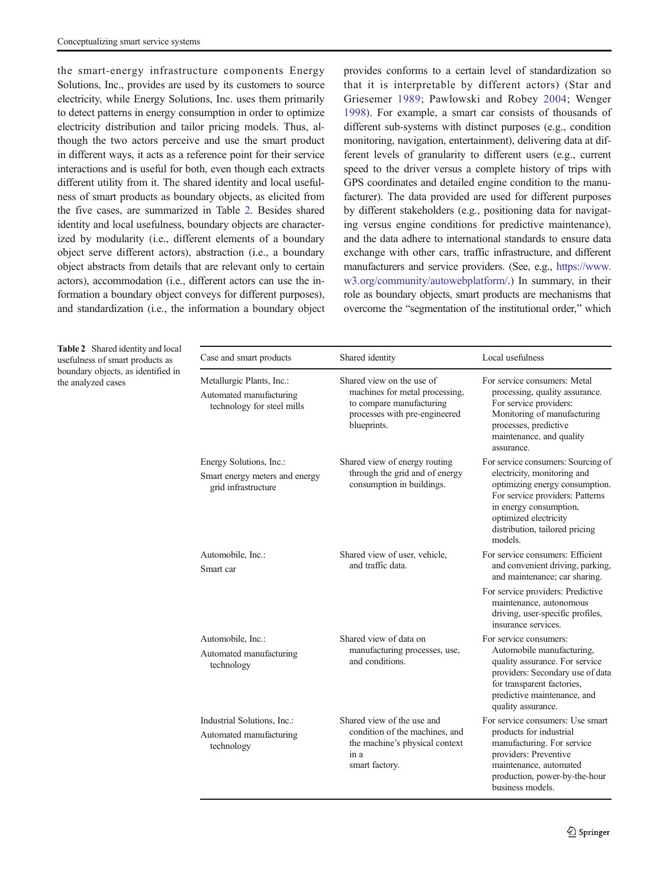the smart-energy infrastructure components Energy Solutions, Inc., provides are used by its customers to source electricity, while Energy Solutions, Inc. uses them primarily to detect patterns in energy consumption in order to optimize electricity distribution and tailor pricing models. Thus, although the two actors perceive and use the smart product in different ways, it acts as a reference point for their service interactions and is useful for both, even though each extracts different utility from it. The shared identity and local usefulness of smart products as boundary objects, as elicited from the five cases, are summarized in Table 2. Besides shared identity and local usefulness, boundary objects are characterized by modularity (i.e., different elements of a boundary object serve different actors), abstraction (i.e., a boundary object abstracts from details that are relevant only to certain actors), accommodation (i.e., different actors can use the information a boundary object conveys for different purposes), and standardization (i.e., the information a boundary object provides conforms to a certain level of standardization so that it is interpretable by different actors) (Star and Griesemer 1989; Pawlowski and Robey 2004; Wenger 1998). For example, a smart car consists of thousands of different sub-systems with distinct purposes (e.g., condition monitoring, navigation, entertainment), delivering data at different levels of granularity to different users (e.g., current speed to the driver versus a complete history of trips with GPS coordinates and detailed engine condition to the manufacturer). The data provided are used for different purposes by different stakeholders (e.g., positioning data for navigating versus engine conditions for predictive maintenance), and the data adhere to international standards to ensure data exchange with other cars, traffic infrastructure, and different manufacturers and service providers. (See, e.g., https://www.w3.org/community/autowebplatform/.) In summary, in their role as boundary objects, smart products are mechanisms that overcome the "segmentation of the institutional order," which

**Table 2** Shared identity and local usefulness of smart products as boundary objects, as identified in the analyzed cases

| Case and smart products | Shared identity | Local usefulness |
|---|---|---|
| Metallurgic Plants, Inc.: Automated manufacturing technology for steel mills | Shared view on the use of machines for metal processing, to compare manufacturing processes with pre-engineered blueprints. | For service consumers: Metal processing, quality assurance. For service providers: Monitoring of manufacturing processes, predictive maintenance, and quality assurance. |
| Energy Solutions, Inc.: Smart energy meters and energy grid infrastructure | Shared view of energy routing through the grid and of energy consumption in buildings. | For service consumers: Sourcing of electricity, monitoring and optimizing energy consumption. For service providers: Patterns in energy consumption, optimized electricity distribution, tailored pricing models. |
| Automobile, Inc.: Smart car | Shared view of user, vehicle, and traffic data. | For service consumers: Efficient and convenient driving, parking, and maintenance; car sharing. For service providers: Predictive maintenance, autonomous driving, user-specific profiles, insurance services. |
| Automobile, Inc.: Automated manufacturing technology | Shared view of data on manufacturing processes, use, and conditions. | For service consumers: Automobile manufacturing, quality assurance. For service providers: Secondary use of data for transparent factories, predictive maintenance, and quality assurance. |
| Industrial Solutions, Inc.: Automated manufacturing technology | Shared view of the use and condition of the machines, and the machine's physical context in a smart factory. | For service consumers: Use smart products for industrial manufacturing. For service providers: Preventive maintenance, automated production, power-by-the-hour business models. |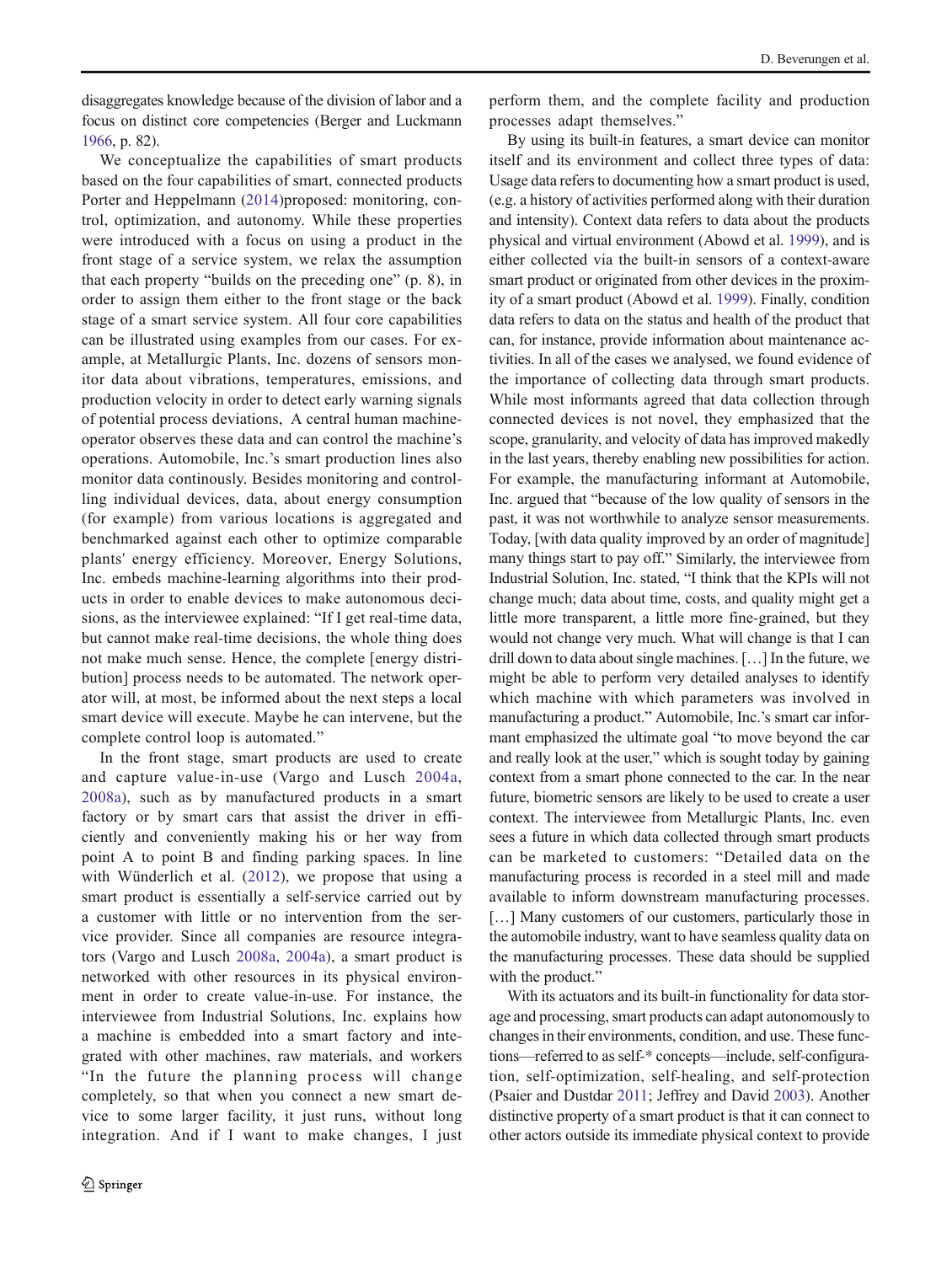disaggregates knowledge because of the division of labor and a focus on distinct core competencies (Berger and Luckmann 1966, p. 82).

We conceptualize the capabilities of smart products based on the four capabilities of smart, connected products Porter and Heppelmann (2014)proposed: monitoring, control, optimization, and autonomy. While these properties were introduced with a focus on using a product in the front stage of a service system, we relax the assumption that each property "builds on the preceding one" (p. 8), in order to assign them either to the front stage or the back stage of a smart service system. All four core capabilities can be illustrated using examples from our cases. For example, at Metallurgic Plants, Inc. dozens of sensors monitor data about vibrations, temperatures, emissions, and production velocity in order to detect early warning signals of potential process deviations, A central human machine-operator observes these data and can control the machine's operations. Automobile, Inc.'s smart production lines also monitor data continously. Besides monitoring and controlling individual devices, data, about energy consumption (for example) from various locations is aggregated and benchmarked against each other to optimize comparable plants' energy efficiency. Moreover, Energy Solutions, Inc. embeds machine-learning algorithms into their products in order to enable devices to make autonomous decisions, as the interviewee explained: "If I get real-time data, but cannot make real-time decisions, the whole thing does not make much sense. Hence, the complete [energy distribution] process needs to be automated. The network operator will, at most, be informed about the next steps a local smart device will execute. Maybe he can intervene, but the complete control loop is automated."

In the front stage, smart products are used to create and capture value-in-use (Vargo and Lusch 2004a, 2008a), such as by manufactured products in a smart factory or by smart cars that assist the driver in efficiently and conveniently making his or her way from point A to point B and finding parking spaces. In line with Wünderlich et al. (2012), we propose that using a smart product is essentially a self-service carried out by a customer with little or no intervention from the service provider. Since all companies are resource integrators (Vargo and Lusch 2008a, 2004a), a smart product is networked with other resources in its physical environment in order to create value-in-use. For instance, the interviewee from Industrial Solutions, Inc. explains how a machine is embedded into a smart factory and integrated with other machines, raw materials, and workers "In the future the planning process will change completely, so that when you connect a new smart device to some larger facility, it just runs, without long integration. And if I want to make changes, I just perform them, and the complete facility and production processes adapt themselves."

By using its built-in features, a smart device can monitor itself and its environment and collect three types of data: Usage data refers to documenting how a smart product is used, (e.g. a history of activities performed along with their duration and intensity). Context data refers to data about the products physical and virtual environment (Abowd et al. 1999), and is either collected via the built-in sensors of a context-aware smart product or originated from other devices in the proximity of a smart product (Abowd et al. 1999). Finally, condition data refers to data on the status and health of the product that can, for instance, provide information about maintenance activities. In all of the cases we analysed, we found evidence of the importance of collecting data through smart products. While most informants agreed that data collection through connected devices is not novel, they emphasized that the scope, granularity, and velocity of data has improved makedly in the last years, thereby enabling new possibilities for action. For example, the manufacturing informant at Automobile, Inc. argued that "because of the low quality of sensors in the past, it was not worthwhile to analyze sensor measurements. Today, [with data quality improved by an order of magnitude] many things start to pay off." Similarly, the interviewee from Industrial Solution, Inc. stated, "I think that the KPIs will not change much; data about time, costs, and quality might get a little more transparent, a little more fine-grained, but they would not change very much. What will change is that I can drill down to data about single machines. […] In the future, we might be able to perform very detailed analyses to identify which machine with which parameters was involved in manufacturing a product." Automobile, Inc.'s smart car informant emphasized the ultimate goal "to move beyond the car and really look at the user," which is sought today by gaining context from a smart phone connected to the car. In the near future, biometric sensors are likely to be used to create a user context. The interviewee from Metallurgic Plants, Inc. even sees a future in which data collected through smart products can be marketed to customers: "Detailed data on the manufacturing process is recorded in a steel mill and made available to inform downstream manufacturing processes. […] Many customers of our customers, particularly those in the automobile industry, want to have seamless quality data on the manufacturing processes. These data should be supplied with the product."

With its actuators and its built-in functionality for data storage and processing, smart products can adapt autonomously to changes in their environments, condition, and use. These functions—referred to as self-* concepts—include, self-configuration, self-optimization, self-healing, and self-protection (Psaier and Dustdar 2011; Jeffrey and David 2003). Another distinctive property of a smart product is that it can connect to other actors outside its immediate physical context to provide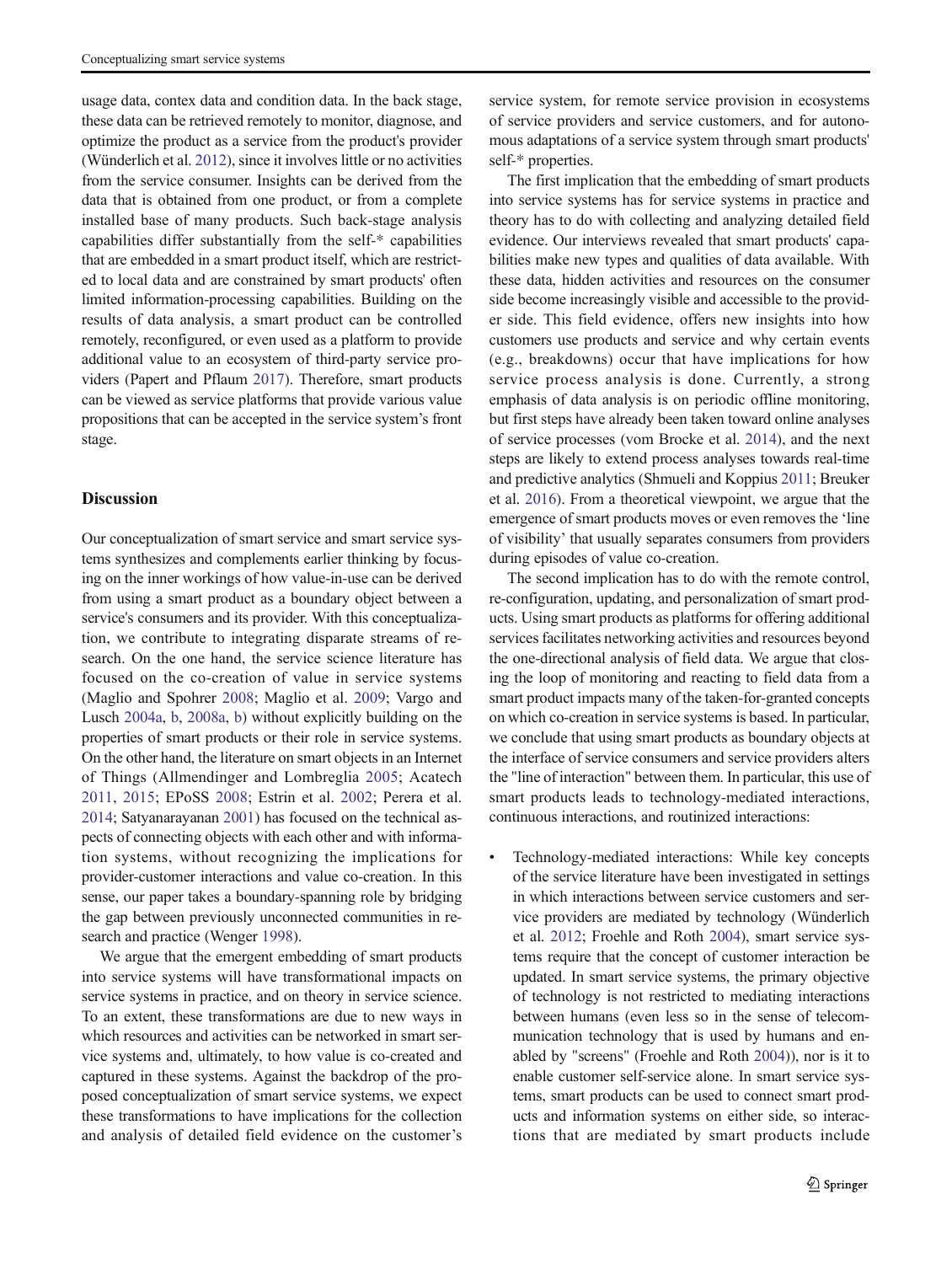usage data, contex data and condition data. In the back stage, these data can be retrieved remotely to monitor, diagnose, and optimize the product as a service from the product's provider (Wünderlich et al. 2012), since it involves little or no activities from the service consumer. Insights can be derived from the data that is obtained from one product, or from a complete installed base of many products. Such back-stage analysis capabilities differ substantially from the self-* capabilities that are embedded in a smart product itself, which are restricted to local data and are constrained by smart products' often limited information-processing capabilities. Building on the results of data analysis, a smart product can be controlled remotely, reconfigured, or even used as a platform to provide additional value to an ecosystem of third-party service providers (Papert and Pflaum 2017). Therefore, smart products can be viewed as service platforms that provide various value propositions that can be accepted in the service system's front stage.

## Discussion

Our conceptualization of smart service and smart service systems synthesizes and complements earlier thinking by focusing on the inner workings of how value-in-use can be derived from using a smart product as a boundary object between a service's consumers and its provider. With this conceptualization, we contribute to integrating disparate streams of research. On the one hand, the service science literature has focused on the co-creation of value in service systems (Maglio and Spohrer 2008; Maglio et al. 2009; Vargo and Lusch 2004a, b, 2008a, b) without explicitly building on the properties of smart products or their role in service systems. On the other hand, the literature on smart objects in an Internet of Things (Allmendinger and Lombreglia 2005; Acatech 2011, 2015; EPoSS 2008; Estrin et al. 2002; Perera et al. 2014; Satyanarayanan 2001) has focused on the technical aspects of connecting objects with each other and with information systems, without recognizing the implications for provider-customer interactions and value co-creation. In this sense, our paper takes a boundary-spanning role by bridging the gap between previously unconnected communities in research and practice (Wenger 1998).

We argue that the emergent embedding of smart products into service systems will have transformational impacts on service systems in practice, and on theory in service science. To an extent, these transformations are due to new ways in which resources and activities can be networked in smart service systems and, ultimately, to how value is co-created and captured in these systems. Against the backdrop of the proposed conceptualization of smart service systems, we expect these transformations to have implications for the collection and analysis of detailed field evidence on the customer's service system, for remote service provision in ecosystems of service providers and service customers, and for autonomous adaptations of a service system through smart products' self-* properties.

The first implication that the embedding of smart products into service systems has for service systems in practice and theory has to do with collecting and analyzing detailed field evidence. Our interviews revealed that smart products' capabilities make new types and qualities of data available. With these data, hidden activities and resources on the consumer side become increasingly visible and accessible to the provider side. This field evidence, offers new insights into how customers use products and service and why certain events (e.g., breakdowns) occur that have implications for how service process analysis is done. Currently, a strong emphasis of data analysis is on periodic offline monitoring, but first steps have already been taken toward online analyses of service processes (vom Brocke et al. 2014), and the next steps are likely to extend process analyses towards real-time and predictive analytics (Shmueli and Koppius 2011; Breuker et al. 2016). From a theoretical viewpoint, we argue that the emergence of smart products moves or even removes the 'line of visibility' that usually separates consumers from providers during episodes of value co-creation.

The second implication has to do with the remote control, re-configuration, updating, and personalization of smart products. Using smart products as platforms for offering additional services facilitates networking activities and resources beyond the one-directional analysis of field data. We argue that closing the loop of monitoring and reacting to field data from a smart product impacts many of the taken-for-granted concepts on which co-creation in service systems is based. In particular, we conclude that using smart products as boundary objects at the interface of service consumers and service providers alters the "line of interaction" between them. In particular, this use of smart products leads to technology-mediated interactions, continuous interactions, and routinized interactions:

- Technology-mediated interactions: While key concepts of the service literature have been investigated in settings in which interactions between service customers and service providers are mediated by technology (Wünderlich et al. 2012; Froehle and Roth 2004), smart service systems require that the concept of customer interaction be updated. In smart service systems, the primary objective of technology is not restricted to mediating interactions between humans (even less so in the sense of telecommunication technology that is used by humans and enabled by "screens" (Froehle and Roth 2004)), nor is it to enable customer self-service alone. In smart service systems, smart products can be used to connect smart products and information systems on either side, so interactions that are mediated by smart products include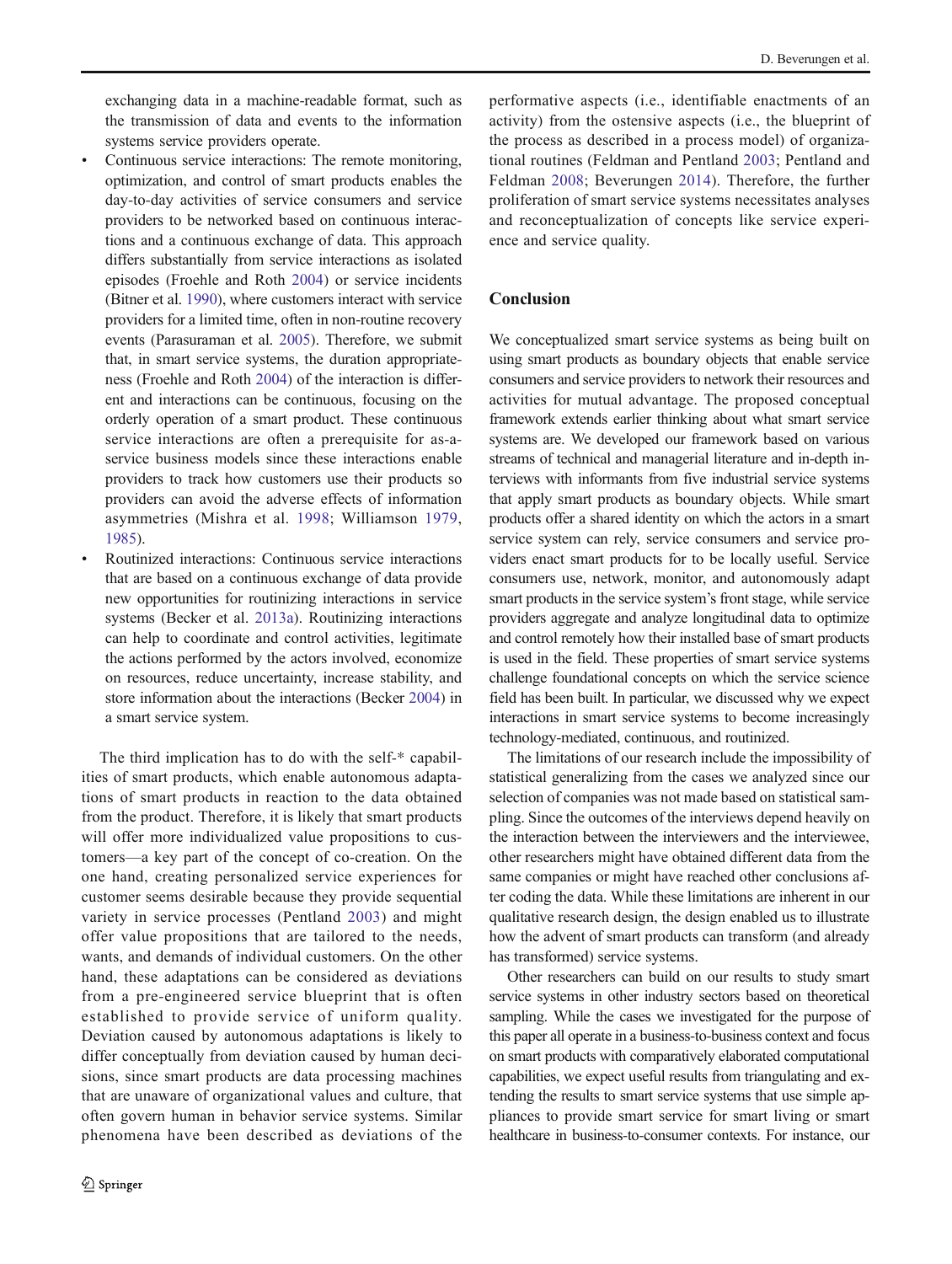exchanging data in a machine-readable format, such as the transmission of data and events to the information systems service providers operate.

- Continuous service interactions: The remote monitoring, optimization, and control of smart products enables the day-to-day activities of service consumers and service providers to be networked based on continuous interactions and a continuous exchange of data. This approach differs substantially from service interactions as isolated episodes (Froehle and Roth 2004) or service incidents (Bitner et al. 1990), where customers interact with service providers for a limited time, often in non-routine recovery events (Parasuraman et al. 2005). Therefore, we submit that, in smart service systems, the duration appropriateness (Froehle and Roth 2004) of the interaction is different and interactions can be continuous, focusing on the orderly operation of a smart product. These continuous service interactions are often a prerequisite for as-a-service business models since these interactions enable providers to track how customers use their products so providers can avoid the adverse effects of information asymmetries (Mishra et al. 1998; Williamson 1979, 1985).
- Routinized interactions: Continuous service interactions that are based on a continuous exchange of data provide new opportunities for routinizing interactions in service systems (Becker et al. 2013a). Routinizing interactions can help to coordinate and control activities, legitimate the actions performed by the actors involved, economize on resources, reduce uncertainty, increase stability, and store information about the interactions (Becker 2004) in a smart service system.

The third implication has to do with the self-* capabilities of smart products, which enable autonomous adaptations of smart products in reaction to the data obtained from the product. Therefore, it is likely that smart products will offer more individualized value propositions to customers—a key part of the concept of co-creation. On the one hand, creating personalized service experiences for customer seems desirable because they provide sequential variety in service processes (Pentland 2003) and might offer value propositions that are tailored to the needs, wants, and demands of individual customers. On the other hand, these adaptations can be considered as deviations from a pre-engineered service blueprint that is often established to provide service of uniform quality. Deviation caused by autonomous adaptations is likely to differ conceptually from deviation caused by human decisions, since smart products are data processing machines that are unaware of organizational values and culture, that often govern human in behavior service systems. Similar phenomena have been described as deviations of the performative aspects (i.e., identifiable enactments of an activity) from the ostensive aspects (i.e., the blueprint of the process as described in a process model) of organizational routines (Feldman and Pentland 2003; Pentland and Feldman 2008; Beverungen 2014). Therefore, the further proliferation of smart service systems necessitates analyses and reconceptualization of concepts like service experience and service quality.

## Conclusion

We conceptualized smart service systems as being built on using smart products as boundary objects that enable service consumers and service providers to network their resources and activities for mutual advantage. The proposed conceptual framework extends earlier thinking about what smart service systems are. We developed our framework based on various streams of technical and managerial literature and in-depth interviews with informants from five industrial service systems that apply smart products as boundary objects. While smart products offer a shared identity on which the actors in a smart service system can rely, service consumers and service providers enact smart products for to be locally useful. Service consumers use, network, monitor, and autonomously adapt smart products in the service system's front stage, while service providers aggregate and analyze longitudinal data to optimize and control remotely how their installed base of smart products is used in the field. These properties of smart service systems challenge foundational concepts on which the service science field has been built. In particular, we discussed why we expect interactions in smart service systems to become increasingly technology-mediated, continuous, and routinized.

The limitations of our research include the impossibility of statistical generalizing from the cases we analyzed since our selection of companies was not made based on statistical sampling. Since the outcomes of the interviews depend heavily on the interaction between the interviewers and the interviewee, other researchers might have obtained different data from the same companies or might have reached other conclusions after coding the data. While these limitations are inherent in our qualitative research design, the design enabled us to illustrate how the advent of smart products can transform (and already has transformed) service systems.

Other researchers can build on our results to study smart service systems in other industry sectors based on theoretical sampling. While the cases we investigated for the purpose of this paper all operate in a business-to-business context and focus on smart products with comparatively elaborated computational capabilities, we expect useful results from triangulating and extending the results to smart service systems that use simple appliances to provide smart service for smart living or smart healthcare in business-to-consumer contexts. For instance, our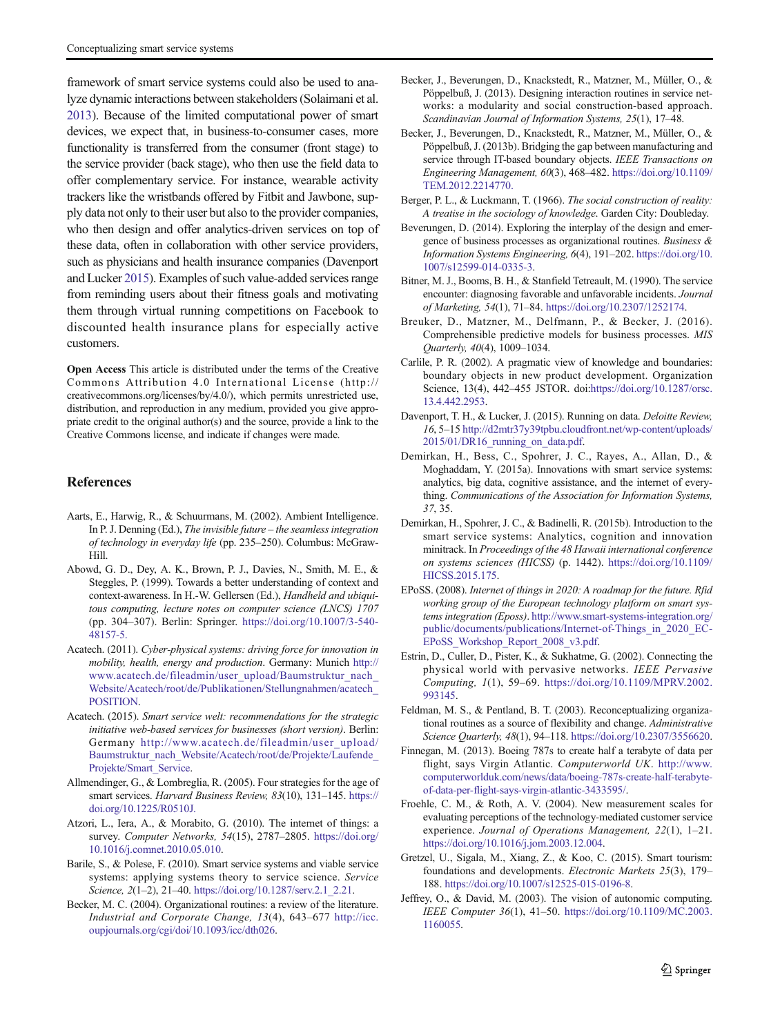framework of smart service systems could also be used to analyze dynamic interactions between stakeholders (Solaimani et al. 2013). Because of the limited computational power of smart devices, we expect that, in business-to-consumer cases, more functionality is transferred from the consumer (front stage) to the service provider (back stage), who then use the field data to offer complementary service. For instance, wearable activity trackers like the wristbands offered by Fitbit and Jawbone, supply data not only to their user but also to the provider companies, who then design and offer analytics-driven services on top of these data, often in collaboration with other service providers, such as physicians and health insurance companies (Davenport and Lucker 2015). Examples of such value-added services range from reminding users about their fitness goals and motivating them through virtual running competitions on Facebook to discounted health insurance plans for especially active customers.

**Open Access** This article is distributed under the terms of the Creative Commons Attribution 4.0 International License (http://creativecommons.org/licenses/by/4.0/), which permits unrestricted use, distribution, and reproduction in any medium, provided you give appropriate credit to the original author(s) and the source, provide a link to the Creative Commons license, and indicate if changes were made.

## References

Aarts, E., Harwig, R., & Schuurmans, M. (2002). Ambient Intelligence. In P. J. Denning (Ed.), *The invisible future – the seamless integration of technology in everyday life* (pp. 235–250). Columbus: McGraw-Hill.

Abowd, G. D., Dey, A. K., Brown, P. J., Davies, N., Smith, M. E., & Steggles, P. (1999). Towards a better understanding of context and context-awareness. In H.-W. Gellersen (Ed.), *Handheld and ubiquitous computing, lecture notes on computer science (LNCS) 1707* (pp. 304–307). Berlin: Springer. https://doi.org/10.1007/3-540-48157-5.

Acatech. (2011). *Cyber-physical systems: driving force for innovation in mobility, health, energy and production*. Germany: Munich http://www.acatech.de/fileadmin/user_upload/Baumstruktur_nach_Website/Acatech/root/de/Publikationen/Stellungnahmen/acatech_POSITION.

Acatech. (2015). *Smart service welt: recommendations for the strategic initiative web-based services for businesses (short version)*. Berlin: Germany http://www.acatech.de/fileadmin/user_upload/Baumstruktur_nach_Website/Acatech/root/de/Projekte/Laufende_Projekte/Smart_Service.

Allmendinger, G., & Lombreglia, R. (2005). Four strategies for the age of smart services. *Harvard Business Review, 83*(10), 131–145. https://doi.org/10.1225/R0510J.

Atzori, L., Iera, A., & Morabito, G. (2010). The internet of things: a survey. *Computer Networks, 54*(15), 2787–2805. https://doi.org/10.1016/j.comnet.2010.05.010.

Barile, S., & Polese, F. (2010). Smart service systems and viable service systems: applying systems theory to service science. *Service Science, 2*(1–2), 21–40. https://doi.org/10.1287/serv.2.1_2.21.

Becker, M. C. (2004). Organizational routines: a review of the literature. *Industrial and Corporate Change, 13*(4), 643–677 http://icc.oupjournals.org/cgi/doi/10.1093/icc/dth026.

Becker, J., Beverungen, D., Knackstedt, R., Matzner, M., Müller, O., & Pöppelbuß, J. (2013). Designing interaction routines in service networks: a modularity and social construction-based approach. *Scandinavian Journal of Information Systems, 25*(1), 17–48.

Becker, J., Beverungen, D., Knackstedt, R., Matzner, M., Müller, O., & Pöppelbuß, J. (2013b). Bridging the gap between manufacturing and service through IT-based boundary objects. *IEEE Transactions on Engineering Management, 60*(3), 468–482. https://doi.org/10.1109/TEM.2012.2214770.

Berger, P. L., & Luckmann, T. (1966). *The social construction of reality: A treatise in the sociology of knowledge*. Garden City: Doubleday.

Beverungen, D. (2014). Exploring the interplay of the design and emergence of business processes as organizational routines. *Business & Information Systems Engineering, 6*(4), 191–202. https://doi.org/10.1007/s12599-014-0335-3.

Bitner, M. J., Booms, B. H., & Stanfield Tetreault, M. (1990). The service encounter: diagnosing favorable and unfavorable incidents. *Journal of Marketing, 54*(1), 71–84. https://doi.org/10.2307/1252174.

Breuker, D., Matzner, M., Delfmann, P., & Becker, J. (2016). Comprehensible predictive models for business processes. *MIS Quarterly, 40*(4), 1009–1034.

Carlile, P. R. (2002). A pragmatic view of knowledge and boundaries: boundary objects in new product development. Organization Science, 13(4), 442–455 JSTOR. doi:https://doi.org/10.1287/orsc.13.4.442.2953.

Davenport, T. H., & Lucker, J. (2015). Running on data. *Deloitte Review, 16*, 5–15 http://d2mtr37y39tpbu.cloudfront.net/wp-content/uploads/2015/01/DR16_running_on_data.pdf.

Demirkan, H., Bess, C., Spohrer, J. C., Rayes, A., Allan, D., & Moghaddam, Y. (2015a). Innovations with smart service systems: analytics, big data, cognitive assistance, and the internet of everything. *Communications of the Association for Information Systems, 37*, 35.

Demirkan, H., Spohrer, J. C., & Badinelli, R. (2015b). Introduction to the smart service systems: Analytics, cognition and innovation minitrack. In *Proceedings of the 48 Hawaii international conference on systems sciences (HICSS)* (p. 1442). https://doi.org/10.1109/HICSS.2015.175.

EPoSS. (2008). *Internet of things in 2020: A roadmap for the future. Rfid working group of the European technology platform on smart systems integration (Eposs)*. http://www.smart-systems-integration.org/public/documents/publications/Internet-of-Things_in_2020_EC-EPoSS_Workshop_Report_2008_v3.pdf.

Estrin, D., Culler, D., Pister, K., & Sukhatme, G. (2002). Connecting the physical world with pervasive networks. *IEEE Pervasive Computing, 1*(1), 59–69. https://doi.org/10.1109/MPRV.2002.993145.

Feldman, M. S., & Pentland, B. T. (2003). Reconceptualizing organizational routines as a source of flexibility and change. *Administrative Science Quarterly, 48*(1), 94–118. https://doi.org/10.2307/3556620.

Finnegan, M. (2013). Boeing 787s to create half a terabyte of data per flight, says Virgin Atlantic. *Computerworld UK*. http://www.computerworlduk.com/news/data/boeing-787s-create-half-terabyte-of-data-per-flight-says-virgin-atlantic-3433595/.

Froehle, C. M., & Roth, A. V. (2004). New measurement scales for evaluating perceptions of the technology-mediated customer service experience. *Journal of Operations Management, 22*(1), 1–21. https://doi.org/10.1016/j.jom.2003.12.004.

Gretzel, U., Sigala, M., Xiang, Z., & Koo, C. (2015). Smart tourism: foundations and developments. *Electronic Markets 25*(3), 179–188. https://doi.org/10.1007/s12525-015-0196-8.

Jeffrey, O., & David, M. (2003). The vision of autonomic computing. *IEEE Computer 36*(1), 41–50. https://doi.org/10.1109/MC.2003.1160055.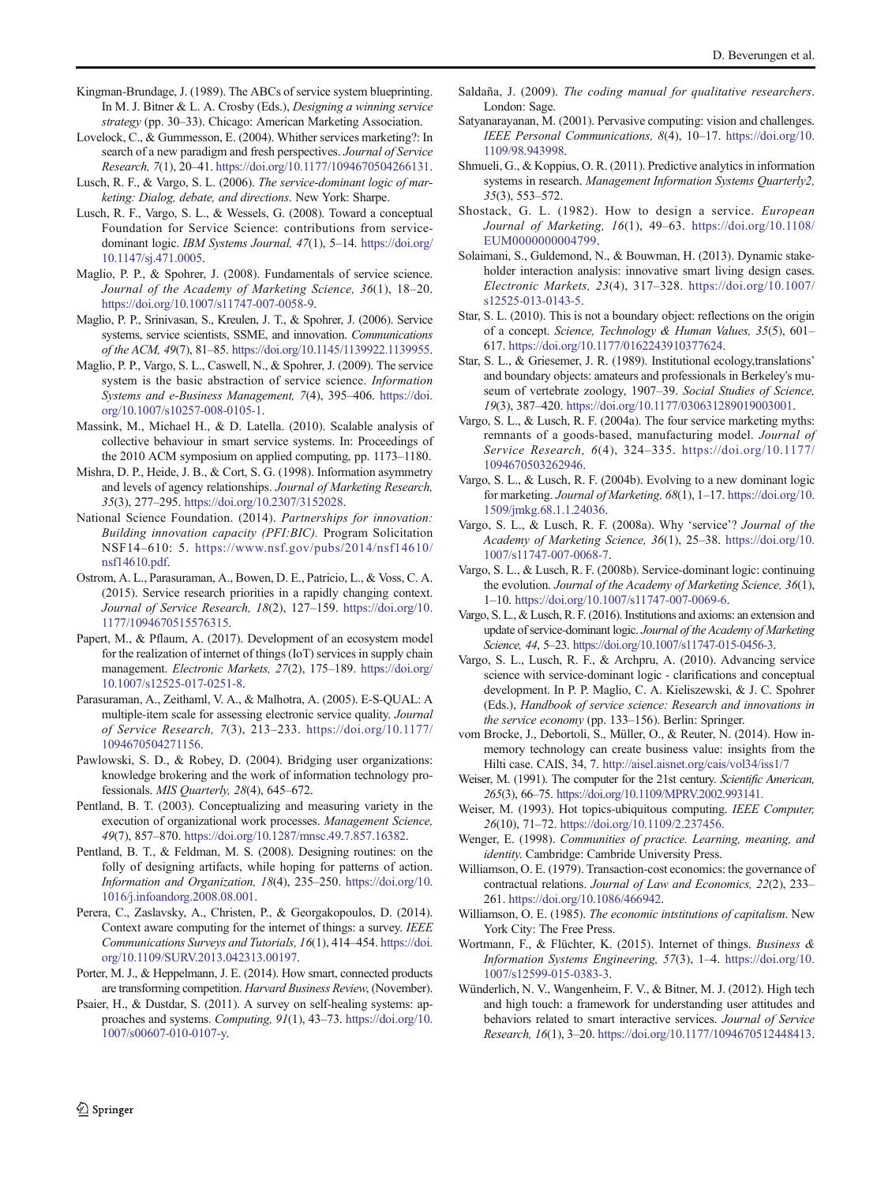Kingman-Brundage, J. (1989). The ABCs of service system blueprinting. In M. J. Bitner & L. A. Crosby (Eds.), *Designing a winning service strategy* (pp. 30–33). Chicago: American Marketing Association.

Lovelock, C., & Gummesson, E. (2004). Whither services marketing?: In search of a new paradigm and fresh perspectives. *Journal of Service Research, 7*(1), 20–41. https://doi.org/10.1177/1094670504266131.

Lusch, R. F., & Vargo, S. L. (2006). *The service-dominant logic of marketing: Dialog, debate, and directions*. New York: Sharpe.

Lusch, R. F., Vargo, S. L., & Wessels, G. (2008). Toward a conceptual Foundation for Service Science: contributions from service-dominant logic. *IBM Systems Journal, 47*(1), 5–14. https://doi.org/10.1147/sj.471.0005.

Maglio, P. P., & Spohrer, J. (2008). Fundamentals of service science. *Journal of the Academy of Marketing Science, 36*(1), 18–20. https://doi.org/10.1007/s11747-007-0058-9.

Maglio, P. P., Srinivasan, S., Kreulen, J. T., & Spohrer, J. (2006). Service systems, service scientists, SSME, and innovation. *Communications of the ACM, 49*(7), 81–85. https://doi.org/10.1145/1139922.1139955.

Maglio, P. P., Vargo, S. L., Caswell, N., & Spohrer, J. (2009). The service system is the basic abstraction of service science. *Information Systems and e-Business Management, 7*(4), 395–406. https://doi.org/10.1007/s10257-008-0105-1.

Massink, M., Michael H., & D. Latella. (2010). Scalable analysis of collective behaviour in smart service systems. In: Proceedings of the 2010 ACM symposium on applied computing, pp. 1173–1180.

Mishra, D. P., Heide, J. B., & Cort, S. G. (1998). Information asymmetry and levels of agency relationships. *Journal of Marketing Research, 35*(3), 277–295. https://doi.org/10.2307/3152028.

National Science Foundation. (2014). *Partnerships for innovation: Building innovation capacity (PFI:BIC)*. Program Solicitation NSF14–610: 5. https://www.nsf.gov/pubs/2014/nsf14610/nsf14610.pdf.

Ostrom, A. L., Parasuraman, A., Bowen, D. E., Patricio, L., & Voss, C. A. (2015). Service research priorities in a rapidly changing context. *Journal of Service Research, 18*(2), 127–159. https://doi.org/10.1177/1094670515576315.

Papert, M., & Pflaum, A. (2017). Development of an ecosystem model for the realization of internet of things (IoT) services in supply chain management. *Electronic Markets, 27*(2), 175–189. https://doi.org/10.1007/s12525-017-0251-8.

Parasuraman, A., Zeithaml, V. A., & Malhotra, A. (2005). E-S-QUAL: A multiple-item scale for assessing electronic service quality. *Journal of Service Research, 7*(3), 213–233. https://doi.org/10.1177/1094670504271156.

Pawlowski, S. D., & Robey, D. (2004). Bridging user organizations: knowledge brokering and the work of information technology professionals. *MIS Quarterly, 28*(4), 645–672.

Pentland, B. T. (2003). Conceptualizing and measuring variety in the execution of organizational work processes. *Management Science, 49*(7), 857–870. https://doi.org/10.1287/mnsc.49.7.857.16382.

Pentland, B. T., & Feldman, M. S. (2008). Designing routines: on the folly of designing artifacts, while hoping for patterns of action. *Information and Organization, 18*(4), 235–250. https://doi.org/10.1016/j.infoandorg.2008.08.001.

Perera, C., Zaslavsky, A., Christen, P., & Georgakopoulos, D. (2014). Context aware computing for the internet of things: a survey. *IEEE Communications Surveys and Tutorials, 16*(1), 414–454. https://doi.org/10.1109/SURV.2013.042313.00197.

Porter, M. J., & Heppelmann, J. E. (2014). How smart, connected products are transforming competition. *Harvard Business Review*, (November).

Psaier, H., & Dustdar, S. (2011). A survey on self-healing systems: approaches and systems. *Computing, 91*(1), 43–73. https://doi.org/10.1007/s00607-010-0107-y.

Saldaña, J. (2009). *The coding manual for qualitative researchers*. London: Sage.

Satyanarayanan, M. (2001). Pervasive computing: vision and challenges. *IEEE Personal Communications, 8*(4), 10–17. https://doi.org/10.1109/98.943998.

Shmueli, G., & Koppius, O. R. (2011). Predictive analytics in information systems in research. *Management Information Systems Quarterly2, 35*(3), 553–572.

Shostack, G. L. (1982). How to design a service. *European Journal of Marketing, 16*(1), 49–63. https://doi.org/10.1108/EUM0000000004799.

Solaimani, S., Guldemond, N., & Bouwman, H. (2013). Dynamic stakeholder interaction analysis: innovative smart living design cases. *Electronic Markets, 23*(4), 317–328. https://doi.org/10.1007/s12525-013-0143-5.

Star, S. L. (2010). This is not a boundary object: reflections on the origin of a concept. *Science, Technology & Human Values, 35*(5), 601–617. https://doi.org/10.1177/0162243910377624.

Star, S. L., & Griesemer, J. R. (1989). Institutional ecology,translations' and boundary objects: amateurs and professionals in Berkeley's museum of vertebrate zoology, 1907–39. *Social Studies of Science, 19*(3), 387–420. https://doi.org/10.1177/030631289019003001.

Vargo, S. L., & Lusch, R. F. (2004a). The four service marketing myths: remnants of a goods-based, manufacturing model. *Journal of Service Research, 6*(4), 324–335. https://doi.org/10.1177/1094670503262946.

Vargo, S. L., & Lusch, R. F. (2004b). Evolving to a new dominant logic for marketing. *Journal of Marketing, 68*(1), 1–17. https://doi.org/10.1509/jmkg.68.1.1.24036.

Vargo, S. L., & Lusch, R. F. (2008a). Why 'service'? *Journal of the Academy of Marketing Science, 36*(1), 25–38. https://doi.org/10.1007/s11747-007-0068-7.

Vargo, S. L., & Lusch, R. F. (2008b). Service-dominant logic: continuing the evolution. *Journal of the Academy of Marketing Science, 36*(1), 1–10. https://doi.org/10.1007/s11747-007-0069-6.

Vargo, S. L., & Lusch, R. F. (2016). Institutions and axioms: an extension and update of service-dominant logic. *Journal of the Academy of Marketing Science, 44*, 5–23. https://doi.org/10.1007/s11747-015-0456-3.

Vargo, S. L., Lusch, R. F., & Archpru, A. (2010). Advancing service science with service-dominant logic - clarifications and conceptual development. In P. P. Maglio, C. A. Kieliszewski, & J. C. Spohrer (Eds.), *Handbook of service science: Research and innovations in the service economy* (pp. 133–156). Berlin: Springer.

vom Brocke, J., Debortoli, S., Müller, O., & Reuter, N. (2014). How in-memory technology can create business value: insights from the Hilti case. CAIS, 34, 7. http://aisel.aisnet.org/cais/vol34/iss1/7

Weiser, M. (1991). The computer for the 21st century. *Scientific American, 265*(3), 66–75. https://doi.org/10.1109/MPRV.2002.993141.

Weiser, M. (1993). Hot topics-ubiquitous computing. *IEEE Computer, 26*(10), 71–72. https://doi.org/10.1109/2.237456.

Wenger, E. (1998). *Communities of practice. Learning, meaning, and identity*. Cambridge: Cambridge University Press.

Williamson, O. E. (1979). Transaction-cost economics: the governance of contractual relations. *Journal of Law and Economics, 22*(2), 233–261. https://doi.org/10.1086/466942.

Williamson, O. E. (1985). *The economic intstitutions of capitalism*. New York City: The Free Press.

Wortmann, F., & Flüchter, K. (2015). Internet of things. *Business & Information Systems Engineering, 57*(3), 1–4. https://doi.org/10.1007/s12599-015-0383-3.

Wünderlich, N. V., Wangenheim, F. V., & Bitner, M. J. (2012). High tech and high touch: a framework for understanding user attitudes and behaviors related to smart interactive services. *Journal of Service Research, 16*(1), 3–20. https://doi.org/10.1177/1094670512448413.